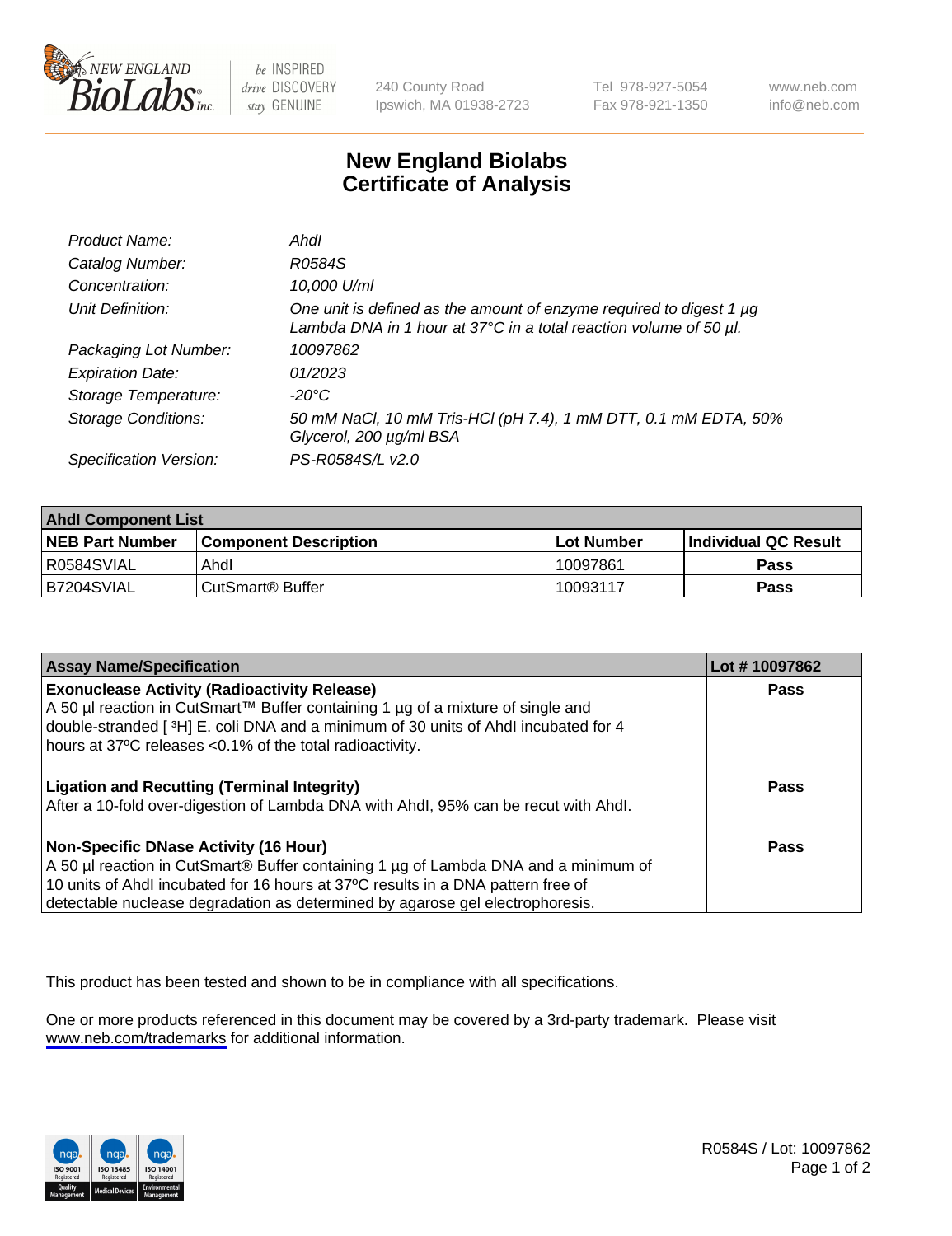# New England Biolabs
# Certificate of Analysis

| | |
|---|---|
| *Product Name:* | *AhdI* |
| *Catalog Number:* | *R0584S* |
| *Concentration:* | *10,000 U/ml* |
| *Unit Definition:* | *One unit is defined as the amount of enzyme required to digest 1 µg Lambda DNA in 1 hour at 37°C in a total reaction volume of 50 µl.* |
| *Packaging Lot Number:* | *10097862* |
| *Expiration Date:* | *01/2023* |
| *Storage Temperature:* | *-20°C* |
| *Storage Conditions:* | *50 mM NaCl, 10 mM Tris-HCl (pH 7.4), 1 mM DTT, 0.1 mM EDTA, 50% Glycerol, 200 µg/ml BSA* |
| *Specification Version:* | *PS-R0584S/L v2.0* |

| **AhdI Component List** | | | |
|---|---|---|---|
| **NEB Part Number** | **Component Description** | **Lot Number** | **Individual QC Result** |
| R0584SVIAL | AhdI | 10097861 | **Pass** |
| B7204SVIAL | CutSmart® Buffer | 10093117 | **Pass** |

| **Assay Name/Specification** | **Lot # 10097862** |
|---|---|
| **Exonuclease Activity (Radioactivity Release)**<br>A 50 µl reaction in CutSmart™ Buffer containing 1 µg of a mixture of single and double-stranded [ $^3$H] E. coli DNA and a minimum of 30 units of AhdI incubated for 4 hours at 37ºC releases <0.1% of the total radioactivity. | **Pass** |
| **Ligation and Recutting (Terminal Integrity)**<br>After a 10-fold over-digestion of Lambda DNA with AhdI, 95% can be recut with AhdI. | **Pass** |
| **Non-Specific DNase Activity (16 Hour)**<br>A 50 µl reaction in CutSmart® Buffer containing 1 µg of Lambda DNA and a minimum of 10 units of AhdI incubated for 16 hours at 37ºC results in a DNA pattern free of detectable nuclease degradation as determined by agarose gel electrophoresis. | **Pass** |

This product has been tested and shown to be in compliance with all specifications.

One or more products referenced in this document may be covered by a 3rd-party trademark. Please visit www.neb.com/trademarks for additional information.

R0584S / Lot: 10097862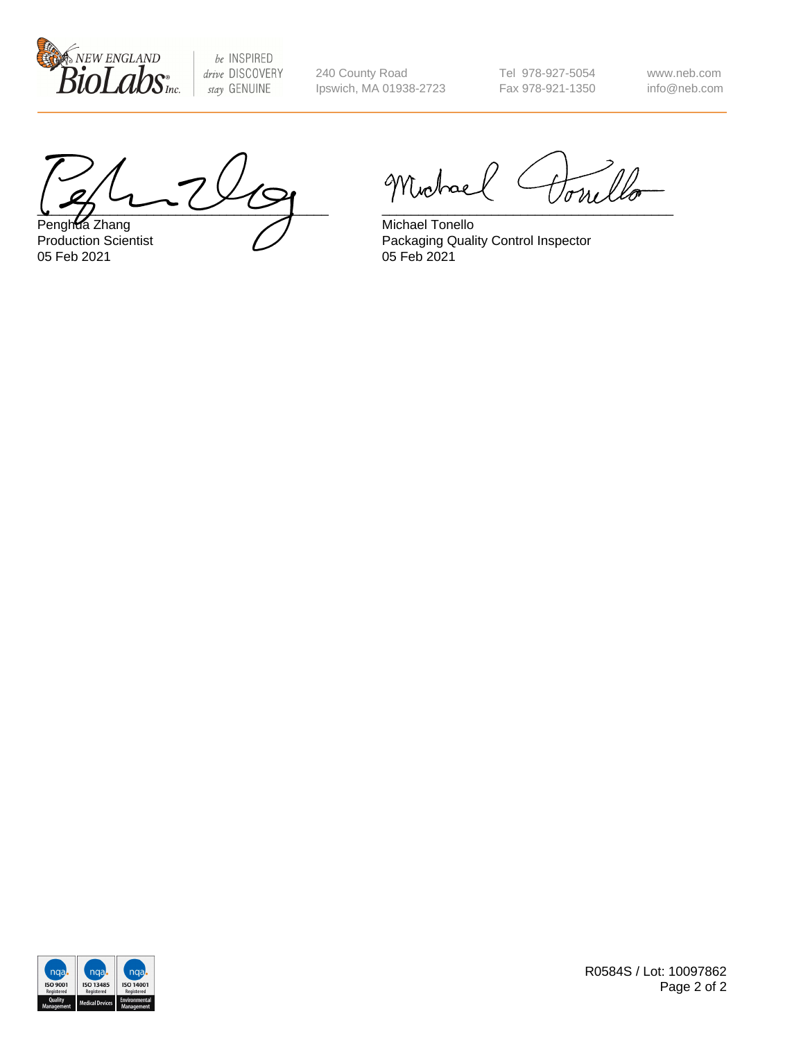Penghua Zhang
Production Scientist
05 Feb 2021

Michael Tonello
Packaging Quality Control Inspector
05 Feb 2021

R0584S / Lot: 10097862